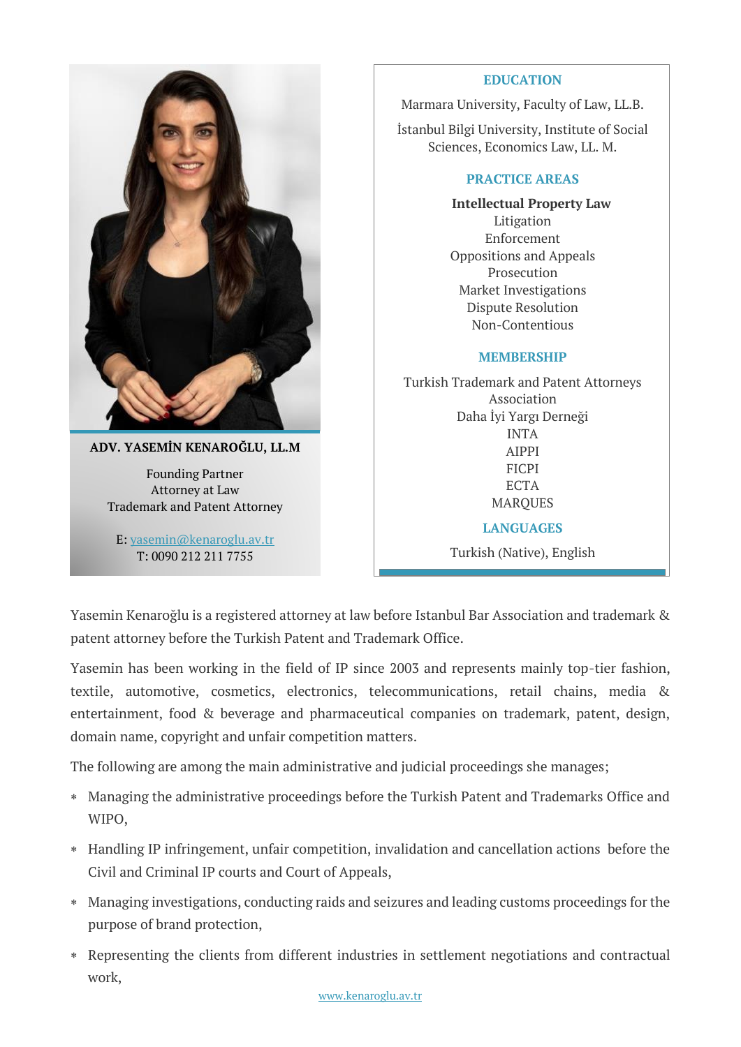**ADV. YASEMİN KENAROĞLU, LL.M**

Founding Partner
Attorney at Law
Trademark and Patent Attorney

E: yasemin@kenaroglu.av.tr
T: 0090 212 211 7755

## EDUCATION

Marmara University, Faculty of Law, LL.B.

İstanbul Bilgi University, Institute of Social Sciences, Economics Law, LL. M.

## PRACTICE AREAS

**Intellectual Property Law**
Litigation
Enforcement
Oppositions and Appeals
Prosecution
Market Investigations
Dispute Resolution
Non-Contentious

## MEMBERSHIP

Turkish Trademark and Patent Attorneys Association
Daha İyi Yargı Derneği
INTA
AIPPI
FICPI
ECTA
MARQUES

## LANGUAGES

Turkish (Native), English

Yasemin Kenaroğlu is a registered attorney at law before Istanbul Bar Association and trademark & patent attorney before the Turkish Patent and Trademark Office.

Yasemin has been working in the field of IP since 2003 and represents mainly top-tier fashion, textile, automotive, cosmetics, electronics, telecommunications, retail chains, media & entertainment, food & beverage and pharmaceutical companies on trademark, patent, design, domain name, copyright and unfair competition matters.

The following are among the main administrative and judicial proceedings she manages;

- Managing the administrative proceedings before the Turkish Patent and Trademarks Office and WIPO,
- Handling IP infringement, unfair competition, invalidation and cancellation actions before the Civil and Criminal IP courts and Court of Appeals,
- Managing investigations, conducting raids and seizures and leading customs proceedings for the purpose of brand protection,
- Representing the clients from different industries in settlement negotiations and contractual work,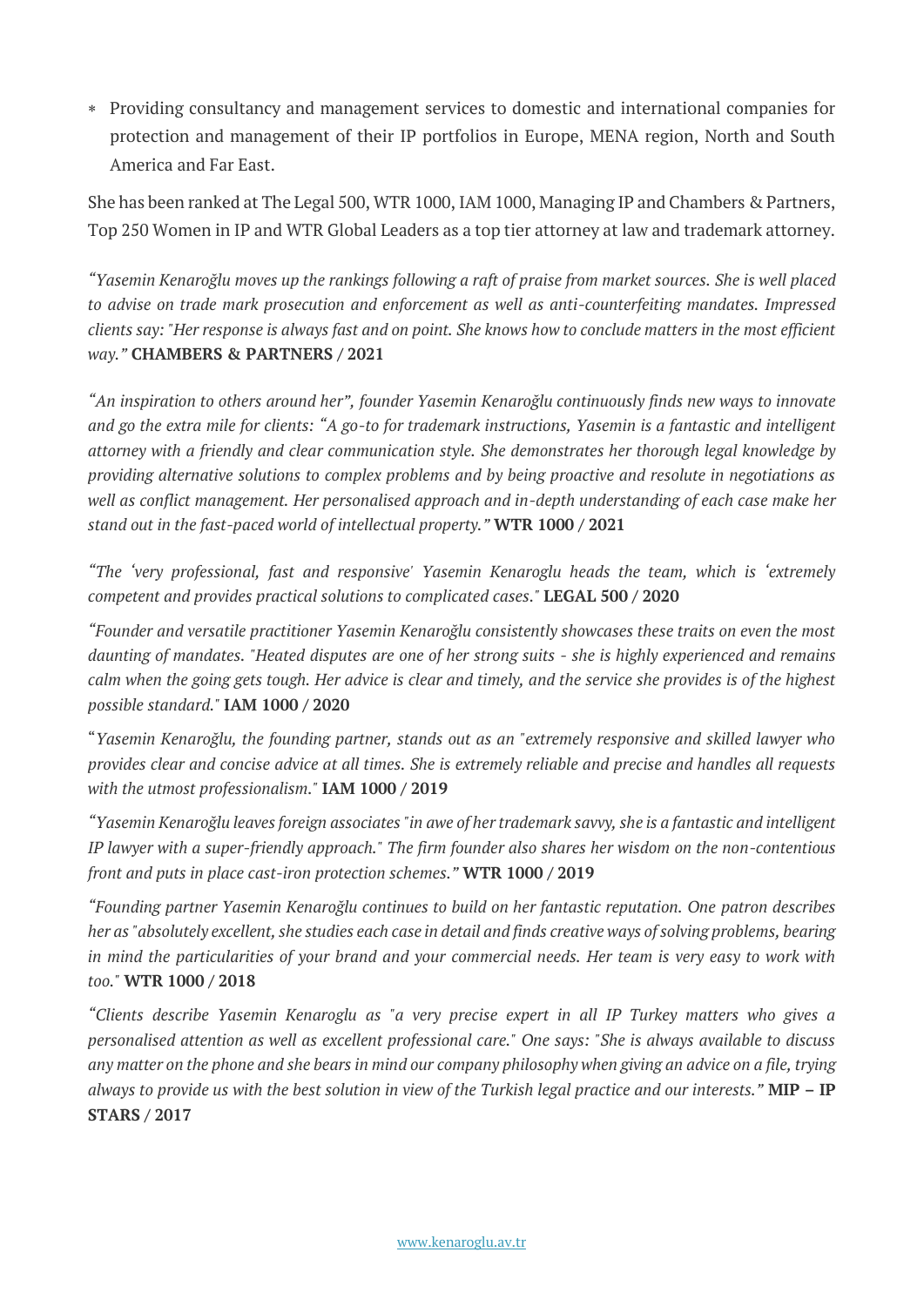* Providing consultancy and management services to domestic and international companies for protection and management of their IP portfolios in Europe, MENA region, North and South America and Far East.

She has been ranked at The Legal 500, WTR 1000, IAM 1000, Managing IP and Chambers & Partners, Top 250 Women in IP and WTR Global Leaders as a top tier attorney at law and trademark attorney.

*"Yasemin Kenaroğlu moves up the rankings following a raft of praise from market sources. She is well placed to advise on trade mark prosecution and enforcement as well as anti-counterfeiting mandates. Impressed clients say: "Her response is always fast and on point. She knows how to conclude matters in the most efficient way."* **CHAMBERS & PARTNERS / 2021**

*"An inspiration to others around her", founder Yasemin Kenaroğlu continuously finds new ways to innovate and go the extra mile for clients: "A go-to for trademark instructions, Yasemin is a fantastic and intelligent attorney with a friendly and clear communication style. She demonstrates her thorough legal knowledge by providing alternative solutions to complex problems and by being proactive and resolute in negotiations as well as conflict management. Her personalised approach and in-depth understanding of each case make her stand out in the fast-paced world of intellectual property."* **WTR 1000 / 2021**

*"The 'very professional, fast and responsive' Yasemin Kenaroglu heads the team, which is 'extremely competent and provides practical solutions to complicated cases."* **LEGAL 500 / 2020**

*"Founder and versatile practitioner Yasemin Kenaroğlu consistently showcases these traits on even the most daunting of mandates. "Heated disputes are one of her strong suits - she is highly experienced and remains calm when the going gets tough. Her advice is clear and timely, and the service she provides is of the highest possible standard."* **IAM 1000 / 2020**

"*Yasemin Kenaroğlu, the founding partner, stands out as an "extremely responsive and skilled lawyer who provides clear and concise advice at all times. She is extremely reliable and precise and handles all requests with the utmost professionalism."* **IAM 1000 / 2019**

*"Yasemin Kenaroğlu leaves foreign associates "in awe of her trademark savvy, she is a fantastic and intelligent IP lawyer with a super-friendly approach." The firm founder also shares her wisdom on the non-contentious front and puts in place cast-iron protection schemes."* **WTR 1000 / 2019**

*"Founding partner Yasemin Kenaroğlu continues to build on her fantastic reputation. One patron describes her as "absolutely excellent, she studies each case in detail and finds creative ways of solving problems, bearing in mind the particularities of your brand and your commercial needs. Her team is very easy to work with too."* **WTR 1000 / 2018**

*"Clients describe Yasemin Kenaroglu as "a very precise expert in all IP Turkey matters who gives a personalised attention as well as excellent professional care." One says: "She is always available to discuss any matter on the phone and she bears in mind our company philosophy when giving an advice on a file, trying always to provide us with the best solution in view of the Turkish legal practice and our interests."* **MIP – IP STARS / 2017**